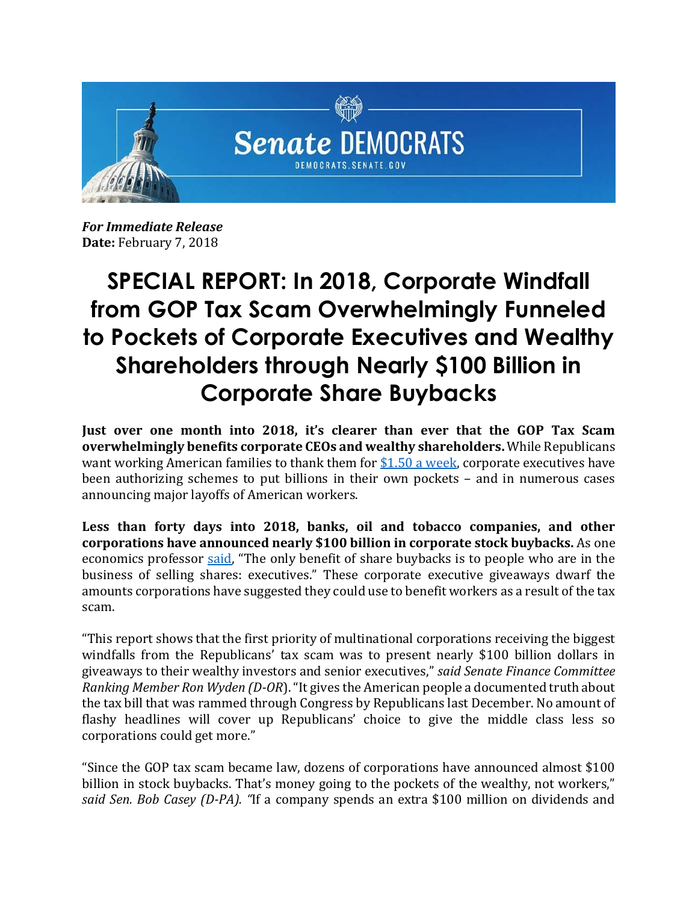# Senate DEMOCRATS

DEMOCRATS.SENATE.GOV

***For Immediate Release***
**Date:** February 7, 2018

# SPECIAL REPORT: In 2018, Corporate Windfall from GOP Tax Scam Overwhelmingly Funneled to Pockets of Corporate Executives and Wealthy Shareholders through Nearly $100 Billion in Corporate Share Buybacks

**Just over one month into 2018, it's clearer than ever that the GOP Tax Scam overwhelmingly benefits corporate CEOs and wealthy shareholders.** While Republicans want working American families to thank them for [$1.50 a week](), corporate executives have been authorizing schemes to put billions in their own pockets – and in numerous cases announcing major layoffs of American workers.

**Less than forty days into 2018, banks, oil and tobacco companies, and other corporations have announced nearly $100 billion in corporate stock buybacks.** As one economics professor [said](), "The only benefit of share buybacks is to people who are in the business of selling shares: executives." These corporate executive giveaways dwarf the amounts corporations have suggested they could use to benefit workers as a result of the tax scam.

"This report shows that the first priority of multinational corporations receiving the biggest windfalls from the Republicans' tax scam was to present nearly $100 billion dollars in giveaways to their wealthy investors and senior executives," *said Senate Finance Committee Ranking Member Ron Wyden (D-OR*). "It gives the American people a documented truth about the tax bill that was rammed through Congress by Republicans last December. No amount of flashy headlines will cover up Republicans' choice to give the middle class less so corporations could get more."

"Since the GOP tax scam became law, dozens of corporations have announced almost $100 billion in stock buybacks. That's money going to the pockets of the wealthy, not workers," *said Sen. Bob Casey (D-PA). "*If a company spends an extra $100 million on dividends and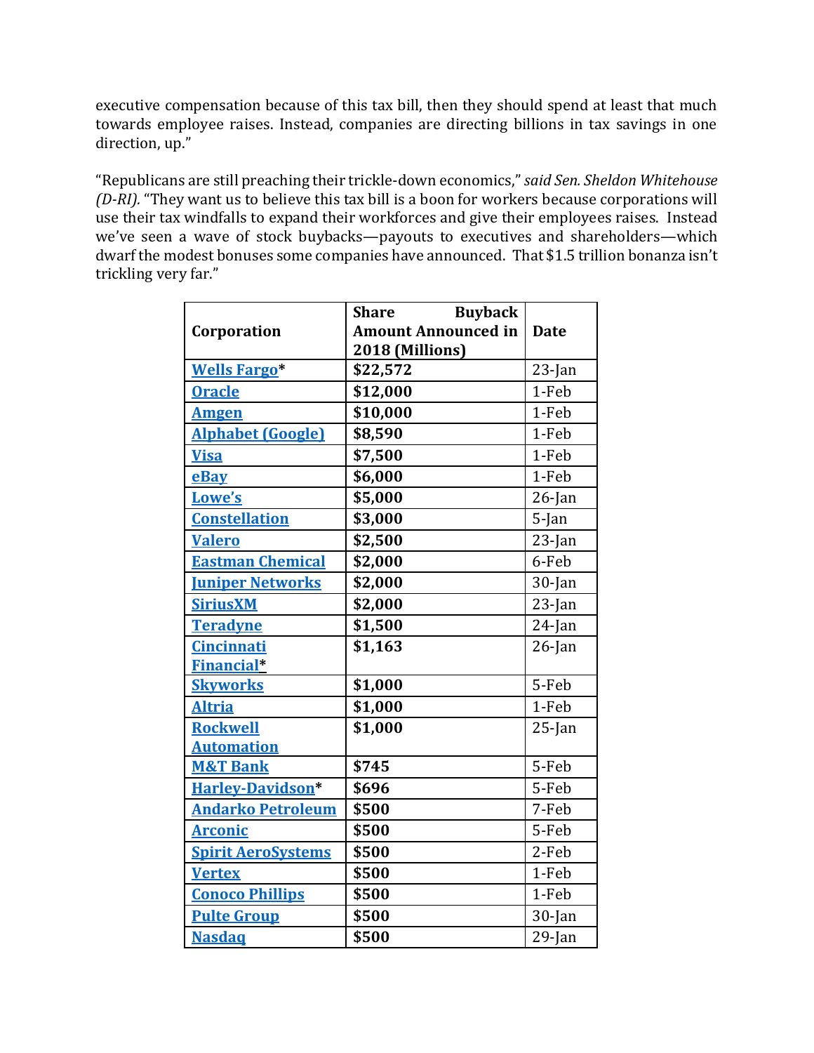executive compensation because of this tax bill, then they should spend at least that much towards employee raises. Instead, companies are directing billions in tax savings in one direction, up."

"Republicans are still preaching their trickle-down economics," *said Sen. Sheldon Whitehouse (D-RI).* "They want us to believe this tax bill is a boon for workers because corporations will use their tax windfalls to expand their workforces and give their employees raises. Instead we've seen a wave of stock buybacks—payouts to executives and shareholders—which dwarf the modest bonuses some companies have announced. That $1.5 trillion bonanza isn't trickling very far."

| **Corporation** | **Share Buyback Amount Announced in 2018 (Millions)** | **Date** |
|---|---|---|
| **Wells Fargo*** | **$22,572** | 23-Jan |
| **Oracle** | **$12,000** | 1-Feb |
| **Amgen** | **$10,000** | 1-Feb |
| **Alphabet (Google)** | **$8,590** | 1-Feb |
| **Visa** | **$7,500** | 1-Feb |
| **eBay** | **$6,000** | 1-Feb |
| **Lowe's** | **$5,000** | 26-Jan |
| **Constellation** | **$3,000** | 5-Jan |
| **Valero** | **$2,500** | 23-Jan |
| **Eastman Chemical** | **$2,000** | 6-Feb |
| **Juniper Networks** | **$2,000** | 30-Jan |
| **SiriusXM** | **$2,000** | 23-Jan |
| **Teradyne** | **$1,500** | 24-Jan |
| **Cincinnati Financial*** | **$1,163** | 26-Jan |
| **Skyworks** | **$1,000** | 5-Feb |
| **Altria** | **$1,000** | 1-Feb |
| **Rockwell Automation** | **$1,000** | 25-Jan |
| **M&T Bank** | **$745** | 5-Feb |
| **Harley-Davidson*** | **$696** | 5-Feb |
| **Andarko Petroleum** | **$500** | 7-Feb |
| **Arconic** | **$500** | 5-Feb |
| **Spirit AeroSystems** | **$500** | 2-Feb |
| **Vertex** | **$500** | 1-Feb |
| **Conoco Phillips** | **$500** | 1-Feb |
| **Pulte Group** | **$500** | 30-Jan |
| **Nasdaq** | **$500** | 29-Jan |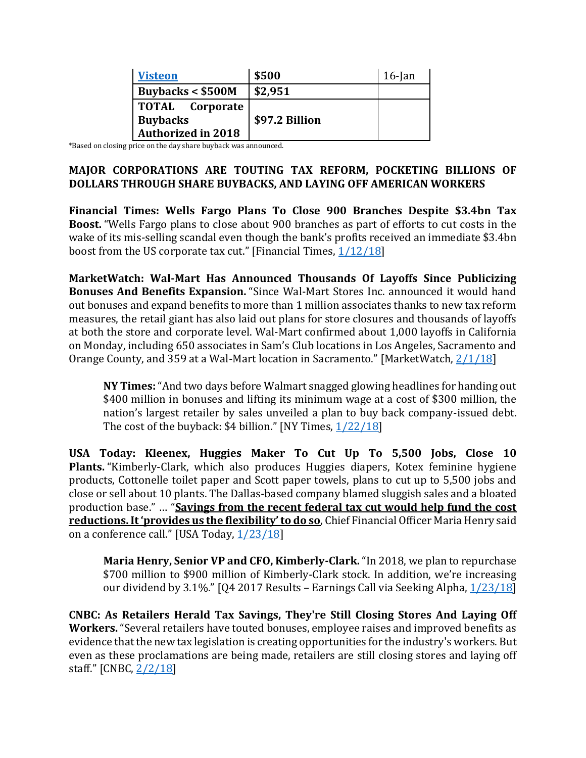| [Visteon](#) | $500 | 16-Jan |
|---|---|---|
| **Buybacks < $500M** | **$2,951** | |
| **TOTAL Corporate Buybacks Authorized in 2018** | **$97.2 Billion** | |

*Based on closing price on the day share buyback was announced.

**MAJOR CORPORATIONS ARE TOUTING TAX REFORM, POCKETING BILLIONS OF DOLLARS THROUGH SHARE BUYBACKS, AND LAYING OFF AMERICAN WORKERS**

**Financial Times: Wells Fargo Plans To Close 900 Branches Despite $3.4bn Tax Boost.** "Wells Fargo plans to close about 900 branches as part of efforts to cut costs in the wake of its mis-selling scandal even though the bank's profits received an immediate $3.4bn boost from the US corporate tax cut." [Financial Times, [1/12/18](#)]

**MarketWatch: Wal-Mart Has Announced Thousands Of Layoffs Since Publicizing Bonuses And Benefits Expansion.** "Since Wal-Mart Stores Inc. announced it would hand out bonuses and expand benefits to more than 1 million associates thanks to new tax reform measures, the retail giant has also laid out plans for store closures and thousands of layoffs at both the store and corporate level. Wal-Mart confirmed about 1,000 layoffs in California on Monday, including 650 associates in Sam's Club locations in Los Angeles, Sacramento and Orange County, and 359 at a Wal-Mart location in Sacramento." [MarketWatch, [2/1/18](#)]

> **NY Times:** "And two days before Walmart snagged glowing headlines for handing out $400 million in bonuses and lifting its minimum wage at a cost of $300 million, the nation's largest retailer by sales unveiled a plan to buy back company-issued debt. The cost of the buyback: $4 billion." [NY Times, [1/22/18](#)]

**USA Today: Kleenex, Huggies Maker To Cut Up To 5,500 Jobs, Close 10 Plants.** "Kimberly-Clark, which also produces Huggies diapers, Kotex feminine hygiene products, Cottonelle toilet paper and Scott paper towels, plans to cut up to 5,500 jobs and close or sell about 10 plants. The Dallas-based company blamed sluggish sales and a bloated production base." … "**Savings from the recent federal tax cut would help fund the cost reductions. It 'provides us the flexibility' to do so**, Chief Financial Officer Maria Henry said on a conference call." [USA Today, [1/23/18](#)]

> **Maria Henry, Senior VP and CFO, Kimberly-Clark.** "In 2018, we plan to repurchase $700 million to $900 million of Kimberly-Clark stock. In addition, we're increasing our dividend by 3.1%." [Q4 2017 Results – Earnings Call via Seeking Alpha, [1/23/18](#)]

**CNBC: As Retailers Herald Tax Savings, They're Still Closing Stores And Laying Off Workers.** "Several retailers have touted bonuses, employee raises and improved benefits as evidence that the new tax legislation is creating opportunities for the industry's workers. But even as these proclamations are being made, retailers are still closing stores and laying off staff." [CNBC, [2/2/18](#)]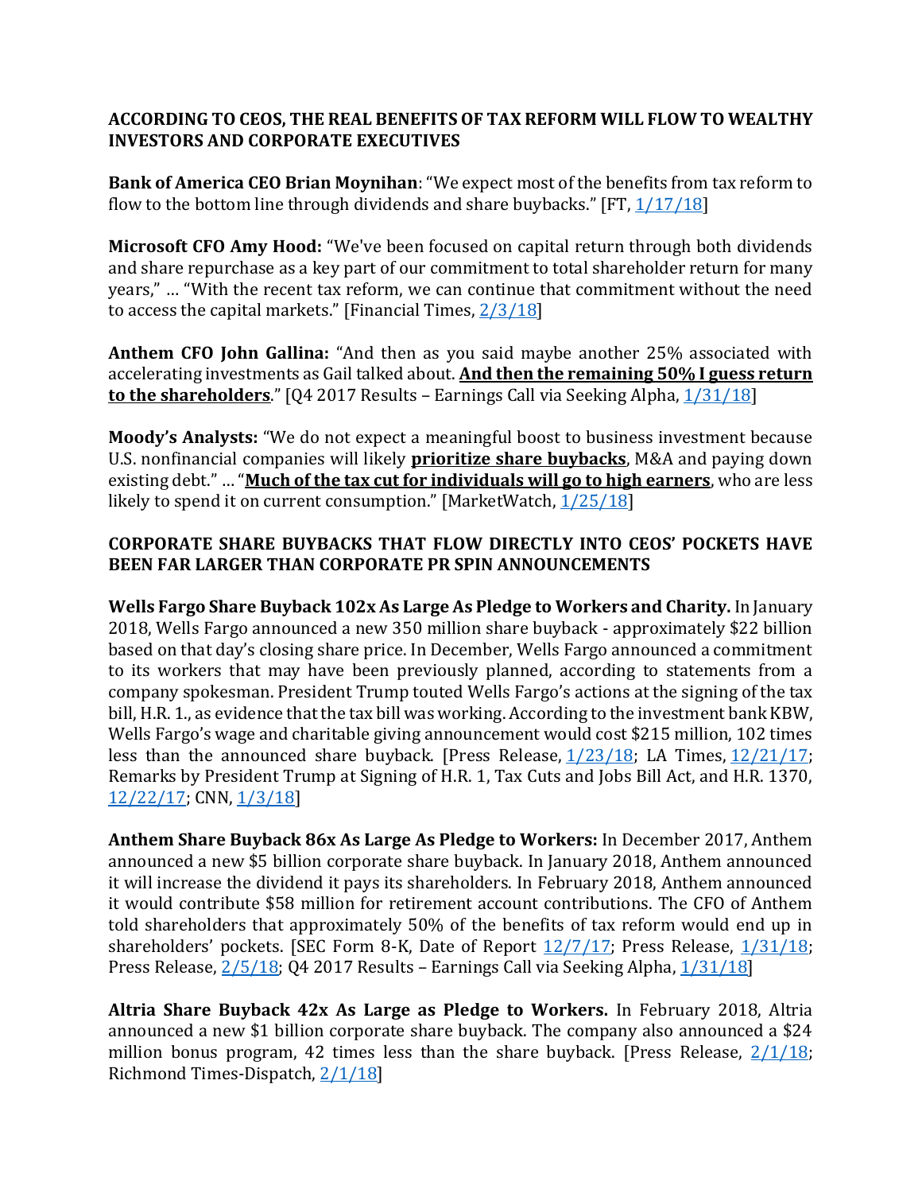**ACCORDING TO CEOS, THE REAL BENEFITS OF TAX REFORM WILL FLOW TO WEALTHY INVESTORS AND CORPORATE EXECUTIVES**

**Bank of America CEO Brian Moynihan**: "We expect most of the benefits from tax reform to flow to the bottom line through dividends and share buybacks." [FT, 1/17/18]

**Microsoft CFO Amy Hood:** "We've been focused on capital return through both dividends and share repurchase as a key part of our commitment to total shareholder return for many years," … "With the recent tax reform, we can continue that commitment without the need to access the capital markets." [Financial Times, 2/3/18]

**Anthem CFO John Gallina:** "And then as you said maybe another 25% associated with accelerating investments as Gail talked about. **And then the remaining 50% I guess return to the shareholders**." [Q4 2017 Results – Earnings Call via Seeking Alpha, 1/31/18]

**Moody's Analysts:** "We do not expect a meaningful boost to business investment because U.S. nonfinancial companies will likely **prioritize share buybacks**, M&A and paying down existing debt." … "**Much of the tax cut for individuals will go to high earners**, who are less likely to spend it on current consumption." [MarketWatch, 1/25/18]

**CORPORATE SHARE BUYBACKS THAT FLOW DIRECTLY INTO CEOS' POCKETS HAVE BEEN FAR LARGER THAN CORPORATE PR SPIN ANNOUNCEMENTS**

**Wells Fargo Share Buyback 102x As Large As Pledge to Workers and Charity.** In January 2018, Wells Fargo announced a new 350 million share buyback - approximately $22 billion based on that day's closing share price. In December, Wells Fargo announced a commitment to its workers that may have been previously planned, according to statements from a company spokesman. President Trump touted Wells Fargo's actions at the signing of the tax bill, H.R. 1., as evidence that the tax bill was working. According to the investment bank KBW, Wells Fargo's wage and charitable giving announcement would cost $215 million, 102 times less than the announced share buyback. [Press Release, 1/23/18; LA Times, 12/21/17; Remarks by President Trump at Signing of H.R. 1, Tax Cuts and Jobs Bill Act, and H.R. 1370, 12/22/17; CNN, 1/3/18]

**Anthem Share Buyback 86x As Large As Pledge to Workers:** In December 2017, Anthem announced a new $5 billion corporate share buyback. In January 2018, Anthem announced it will increase the dividend it pays its shareholders. In February 2018, Anthem announced it would contribute $58 million for retirement account contributions. The CFO of Anthem told shareholders that approximately 50% of the benefits of tax reform would end up in shareholders' pockets. [SEC Form 8-K, Date of Report 12/7/17; Press Release, 1/31/18; Press Release, 2/5/18; Q4 2017 Results – Earnings Call via Seeking Alpha, 1/31/18]

**Altria Share Buyback 42x As Large as Pledge to Workers.** In February 2018, Altria announced a new $1 billion corporate share buyback. The company also announced a $24 million bonus program, 42 times less than the share buyback. [Press Release, 2/1/18; Richmond Times-Dispatch, 2/1/18]